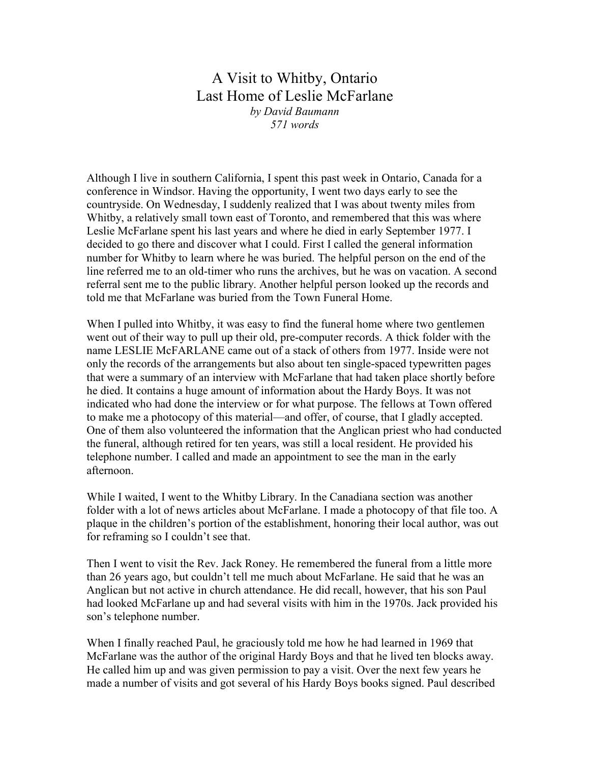# A Visit to Whitby, Ontario
# Last Home of Leslie McFarlane

*by David Baumann*

*571 words*

Although I live in southern California, I spent this past week in Ontario, Canada for a conference in Windsor. Having the opportunity, I went two days early to see the countryside. On Wednesday, I suddenly realized that I was about twenty miles from Whitby, a relatively small town east of Toronto, and remembered that this was where Leslie McFarlane spent his last years and where he died in early September 1977. I decided to go there and discover what I could. First I called the general information number for Whitby to learn where he was buried. The helpful person on the end of the line referred me to an old-timer who runs the archives, but he was on vacation. A second referral sent me to the public library. Another helpful person looked up the records and told me that McFarlane was buried from the Town Funeral Home.

When I pulled into Whitby, it was easy to find the funeral home where two gentlemen went out of their way to pull up their old, pre-computer records. A thick folder with the name LESLIE McFARLANE came out of a stack of others from 1977. Inside were not only the records of the arrangements but also about ten single-spaced typewritten pages that were a summary of an interview with McFarlane that had taken place shortly before he died. It contains a huge amount of information about the Hardy Boys. It was not indicated who had done the interview or for what purpose. The fellows at Town offered to make me a photocopy of this material—and offer, of course, that I gladly accepted. One of them also volunteered the information that the Anglican priest who had conducted the funeral, although retired for ten years, was still a local resident. He provided his telephone number. I called and made an appointment to see the man in the early afternoon.

While I waited, I went to the Whitby Library. In the Canadiana section was another folder with a lot of news articles about McFarlane. I made a photocopy of that file too. A plaque in the children's portion of the establishment, honoring their local author, was out for reframing so I couldn't see that.

Then I went to visit the Rev. Jack Roney. He remembered the funeral from a little more than 26 years ago, but couldn't tell me much about McFarlane. He said that he was an Anglican but not active in church attendance. He did recall, however, that his son Paul had looked McFarlane up and had several visits with him in the 1970s. Jack provided his son's telephone number.

When I finally reached Paul, he graciously told me how he had learned in 1969 that McFarlane was the author of the original Hardy Boys and that he lived ten blocks away. He called him up and was given permission to pay a visit. Over the next few years he made a number of visits and got several of his Hardy Boys books signed. Paul described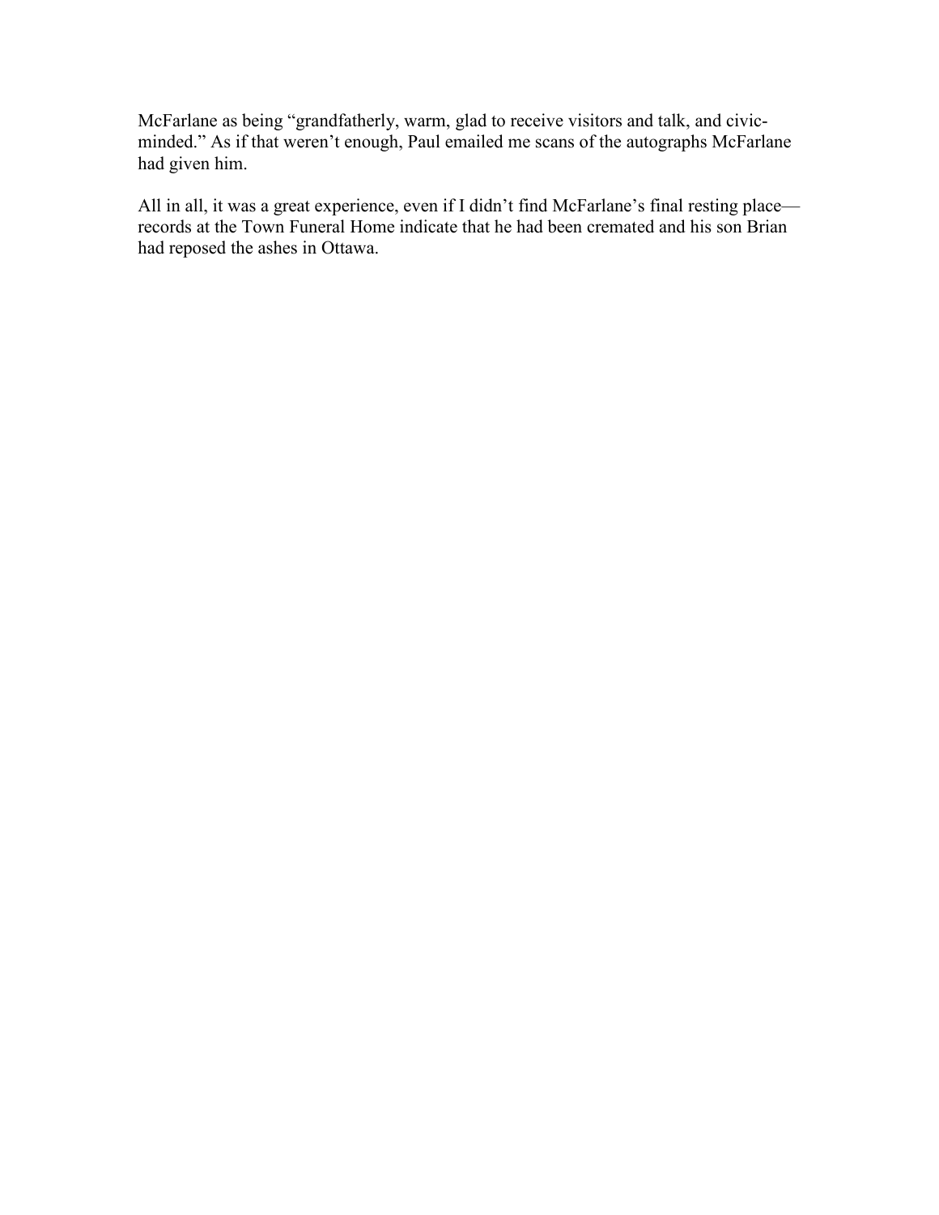McFarlane as being "grandfatherly, warm, glad to receive visitors and talk, and civic-minded." As if that weren't enough, Paul emailed me scans of the autographs McFarlane had given him.

All in all, it was a great experience, even if I didn't find McFarlane's final resting place—records at the Town Funeral Home indicate that he had been cremated and his son Brian had reposed the ashes in Ottawa.